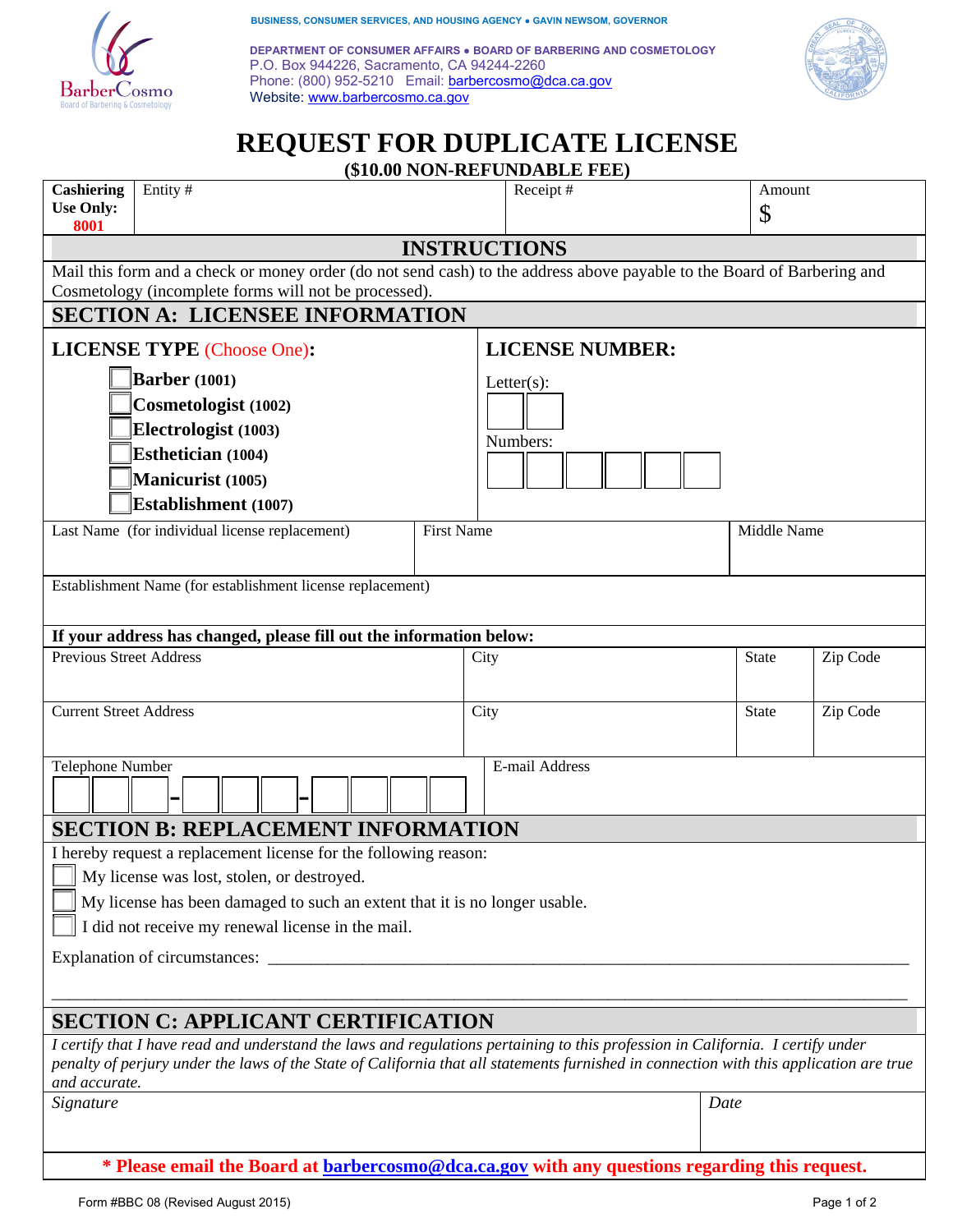BUSINESS, CONSUMER SERVICES, AND HOUSING AGENCY • GAVIN NEWSOM, GOVERNOR

DEPARTMENT OF CONSUMER AFFAIRS • BOARD OF BARBERING AND COSMETOLOGY
P.O. Box 944226, Sacramento, CA 94244-2260
Phone: (800) 952-5210 Email: barbercosmo@dca.ca.gov
Website: www.barbercosmo.ca.gov

# REQUEST FOR DUPLICATE LICENSE

**($10.00 NON-REFUNDABLE FEE)**

| Cashiering Use Only: 8001 | Entity # | Receipt # | Amount $ |
|---|---|---|---|

## INSTRUCTIONS

Mail this form and a check or money order (do not send cash) to the address above payable to the Board of Barbering and Cosmetology (incomplete forms will not be processed).

## SECTION A: LICENSEE INFORMATION

**LICENSE TYPE** (Choose One)**:**

- ☐ **Barber (1001)**
- ☐ **Cosmetologist (1002)**
- ☐ **Electrologist (1003)**
- ☐ **Esthetician (1004)**
- ☐ **Manicurist (1005)**
- ☐ **Establishment (1007)**

**LICENSE NUMBER:**

Letter(s): ☐☐

Numbers: ☐☐☐☐☐☐

| Last Name (for individual license replacement) | First Name | Middle Name |
|---|---|---|
| | | |

Establishment Name (for establishment license replacement)

**If your address has changed, please fill out the information below:**

| Previous Street Address | City | State | Zip Code |
|---|---|---|---|
| Current Street Address | City | State | Zip Code |

| Telephone Number | E-mail Address |
|---|---|
| ☐☐☐ - ☐☐☐ - ☐☐☐☐ | |

## SECTION B: REPLACEMENT INFORMATION

I hereby request a replacement license for the following reason:

- ☐ My license was lost, stolen, or destroyed.
- ☐ My license has been damaged to such an extent that it is no longer usable.
- ☐ I did not receive my renewal license in the mail.

Explanation of circumstances: ______________________________________________

______________________________________________

## SECTION C: APPLICANT CERTIFICATION

*I certify that I have read and understand the laws and regulations pertaining to this profession in California. I certify under penalty of perjury under the laws of the State of California that all statements furnished in connection with this application are true and accurate.*

| *Signature* | *Date* |
|---|---|
| | |

**\* Please email the Board at barbercosmo@dca.ca.gov with any questions regarding this request.**

Form #BBC 08 (Revised August 2015)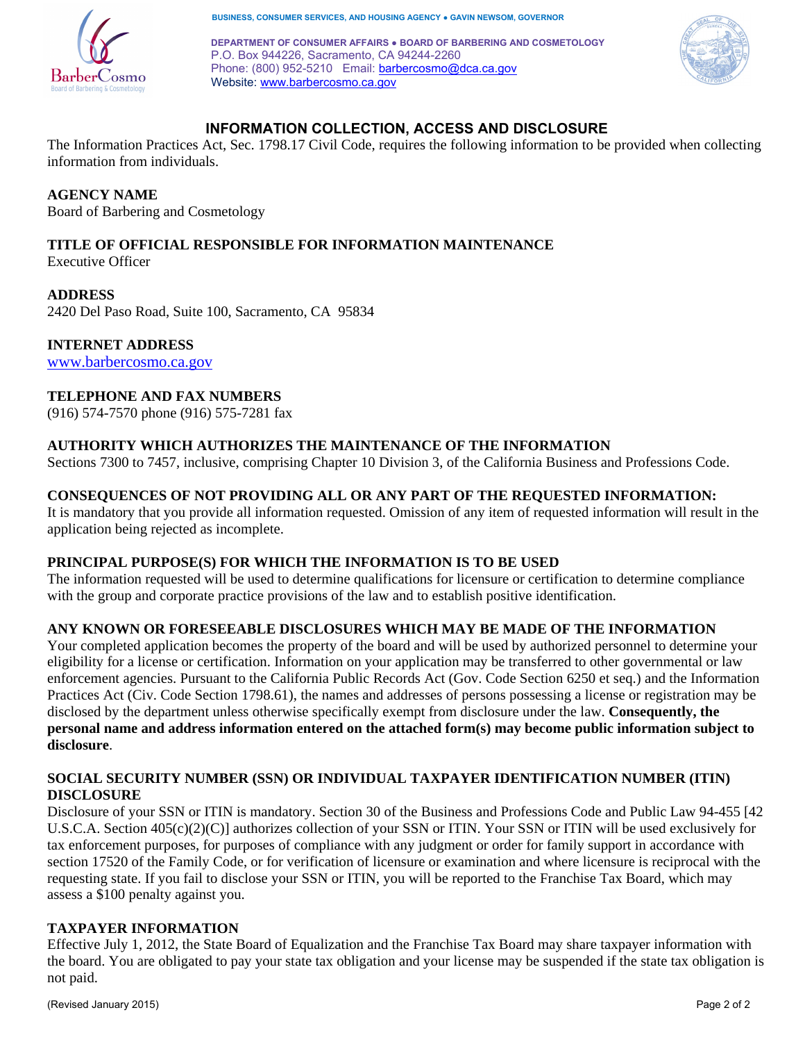BUSINESS, CONSUMER SERVICES, AND HOUSING AGENCY • GAVIN NEWSOM, GOVERNOR

DEPARTMENT OF CONSUMER AFFAIRS • BOARD OF BARBERING AND COSMETOLOGY
P.O. Box 944226, Sacramento, CA 94244-2260
Phone: (800) 952-5210 Email: barbercosmo@dca.ca.gov
Website: www.barbercosmo.ca.gov

# INFORMATION COLLECTION, ACCESS AND DISCLOSURE

The Information Practices Act, Sec. 1798.17 Civil Code, requires the following information to be provided when collecting information from individuals.

**AGENCY NAME**
Board of Barbering and Cosmetology

**TITLE OF OFFICIAL RESPONSIBLE FOR INFORMATION MAINTENANCE**
Executive Officer

**ADDRESS**
2420 Del Paso Road, Suite 100, Sacramento, CA 95834

**INTERNET ADDRESS**
www.barbercosmo.ca.gov

**TELEPHONE AND FAX NUMBERS**
(916) 574-7570 phone (916) 575-7281 fax

**AUTHORITY WHICH AUTHORIZES THE MAINTENANCE OF THE INFORMATION**
Sections 7300 to 7457, inclusive, comprising Chapter 10 Division 3, of the California Business and Professions Code.

**CONSEQUENCES OF NOT PROVIDING ALL OR ANY PART OF THE REQUESTED INFORMATION:**
It is mandatory that you provide all information requested. Omission of any item of requested information will result in the application being rejected as incomplete.

**PRINCIPAL PURPOSE(S) FOR WHICH THE INFORMATION IS TO BE USED**
The information requested will be used to determine qualifications for licensure or certification to determine compliance with the group and corporate practice provisions of the law and to establish positive identification.

**ANY KNOWN OR FORESEEABLE DISCLOSURES WHICH MAY BE MADE OF THE INFORMATION**
Your completed application becomes the property of the board and will be used by authorized personnel to determine your eligibility for a license or certification. Information on your application may be transferred to other governmental or law enforcement agencies. Pursuant to the California Public Records Act (Gov. Code Section 6250 et seq.) and the Information Practices Act (Civ. Code Section 1798.61), the names and addresses of persons possessing a license or registration may be disclosed by the department unless otherwise specifically exempt from disclosure under the law. **Consequently, the personal name and address information entered on the attached form(s) may become public information subject to disclosure**.

**SOCIAL SECURITY NUMBER (SSN) OR INDIVIDUAL TAXPAYER IDENTIFICATION NUMBER (ITIN) DISCLOSURE**
Disclosure of your SSN or ITIN is mandatory. Section 30 of the Business and Professions Code and Public Law 94-455 [42 U.S.C.A. Section 405(c)(2)(C)] authorizes collection of your SSN or ITIN. Your SSN or ITIN will be used exclusively for tax enforcement purposes, for purposes of compliance with any judgment or order for family support in accordance with section 17520 of the Family Code, or for verification of licensure or examination and where licensure is reciprocal with the requesting state. If you fail to disclose your SSN or ITIN, you will be reported to the Franchise Tax Board, which may assess a $100 penalty against you.

**TAXPAYER INFORMATION**
Effective July 1, 2012, the State Board of Equalization and the Franchise Tax Board may share taxpayer information with the board. You are obligated to pay your state tax obligation and your license may be suspended if the state tax obligation is not paid.

(Revised January 2015)